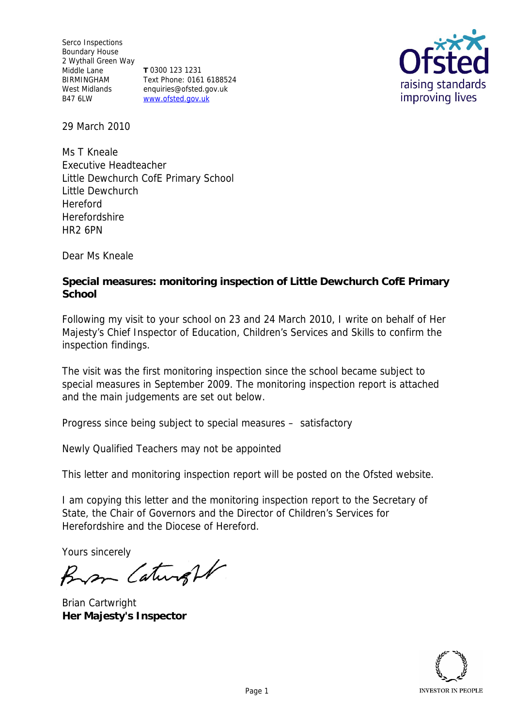Serco Inspections
Boundary House
2 Wythall Green Way
Middle Lane
BIRMINGHAM
West Midlands
B47 6LW

**T** 0300 123 1231
Text Phone: 0161 6188524
enquiries@ofsted.gov.uk
www.ofsted.gov.uk

29 March 2010

Ms T Kneale
Executive Headteacher
Little Dewchurch CofE Primary School
Little Dewchurch
Hereford
Herefordshire
HR2 6PN

Dear Ms Kneale

**Special measures: monitoring inspection of Little Dewchurch CofE Primary School**

Following my visit to your school on 23 and 24 March 2010, I write on behalf of Her Majesty's Chief Inspector of Education, Children's Services and Skills to confirm the inspection findings.

The visit was the first monitoring inspection since the school became subject to special measures in September 2009. The monitoring inspection report is attached and the main judgements are set out below.

Progress since being subject to special measures – satisfactory

Newly Qualified Teachers may not be appointed

This letter and monitoring inspection report will be posted on the Ofsted website.

I am copying this letter and the monitoring inspection report to the Secretary of State, the Chair of Governors and the Director of Children's Services for Herefordshire and the Diocese of Hereford.

Yours sincerely

Brian Cartwright
**Her Majesty's Inspector**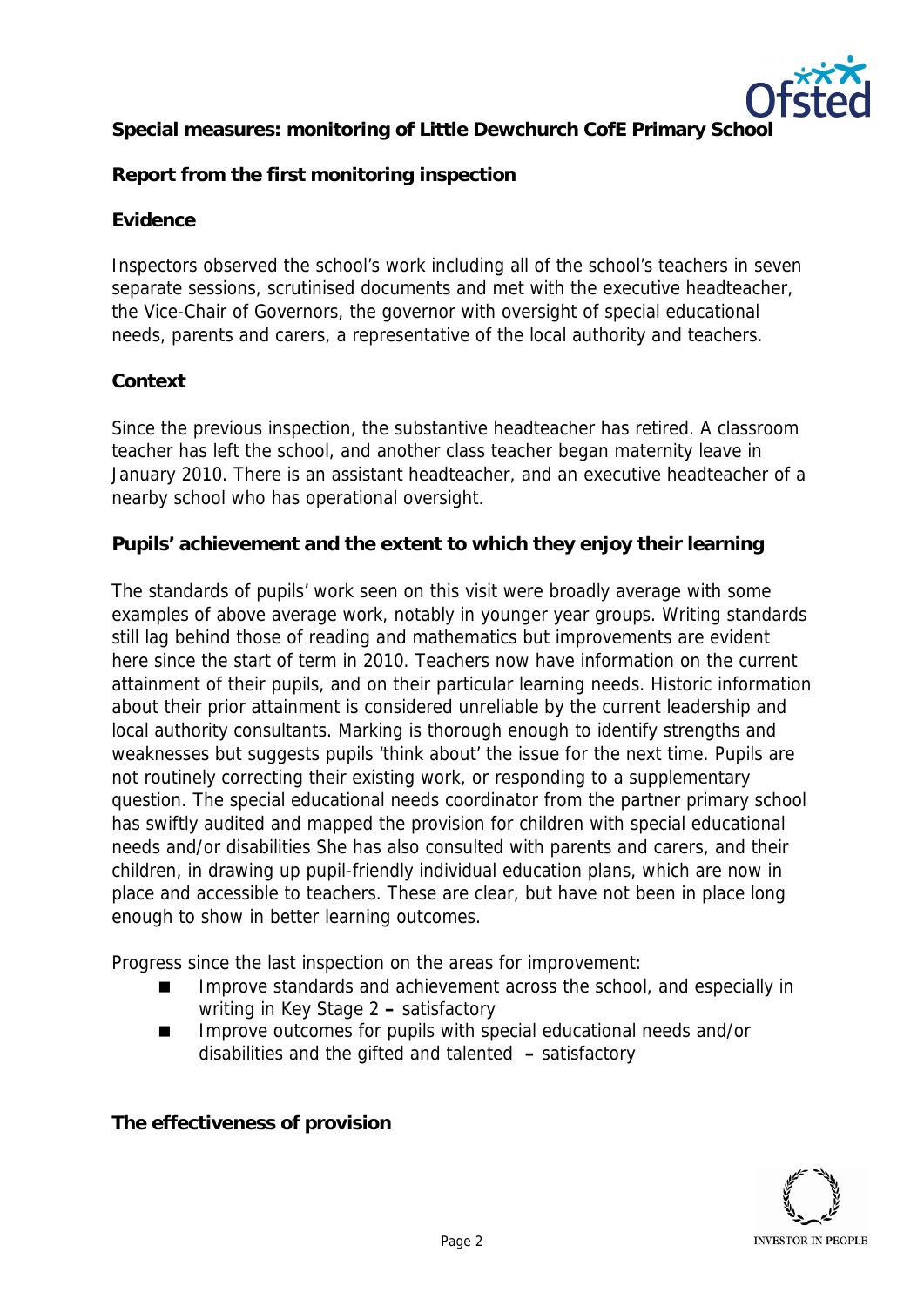**Special measures: monitoring of Little Dewchurch CofE Primary School**

**Report from the first monitoring inspection**

**Evidence**

Inspectors observed the school's work including all of the school's teachers in seven separate sessions, scrutinised documents and met with the executive headteacher, the Vice-Chair of Governors, the governor with oversight of special educational needs, parents and carers, a representative of the local authority and teachers.

**Context**

Since the previous inspection, the substantive headteacher has retired. A classroom teacher has left the school, and another class teacher began maternity leave in January 2010. There is an assistant headteacher, and an executive headteacher of a nearby school who has operational oversight.

**Pupils' achievement and the extent to which they enjoy their learning**

The standards of pupils' work seen on this visit were broadly average with some examples of above average work, notably in younger year groups. Writing standards still lag behind those of reading and mathematics but improvements are evident here since the start of term in 2010. Teachers now have information on the current attainment of their pupils, and on their particular learning needs. Historic information about their prior attainment is considered unreliable by the current leadership and local authority consultants. Marking is thorough enough to identify strengths and weaknesses but suggests pupils 'think about' the issue for the next time. Pupils are not routinely correcting their existing work, or responding to a supplementary question. The special educational needs coordinator from the partner primary school has swiftly audited and mapped the provision for children with special educational needs and/or disabilities She has also consulted with parents and carers, and their children, in drawing up pupil-friendly individual education plans, which are now in place and accessible to teachers. These are clear, but have not been in place long enough to show in better learning outcomes.

Progress since the last inspection on the areas for improvement:

- Improve standards and achievement across the school, and especially in writing in Key Stage 2 **–** satisfactory
- Improve outcomes for pupils with special educational needs and/or disabilities and the gifted and talented **–** satisfactory

**The effectiveness of provision**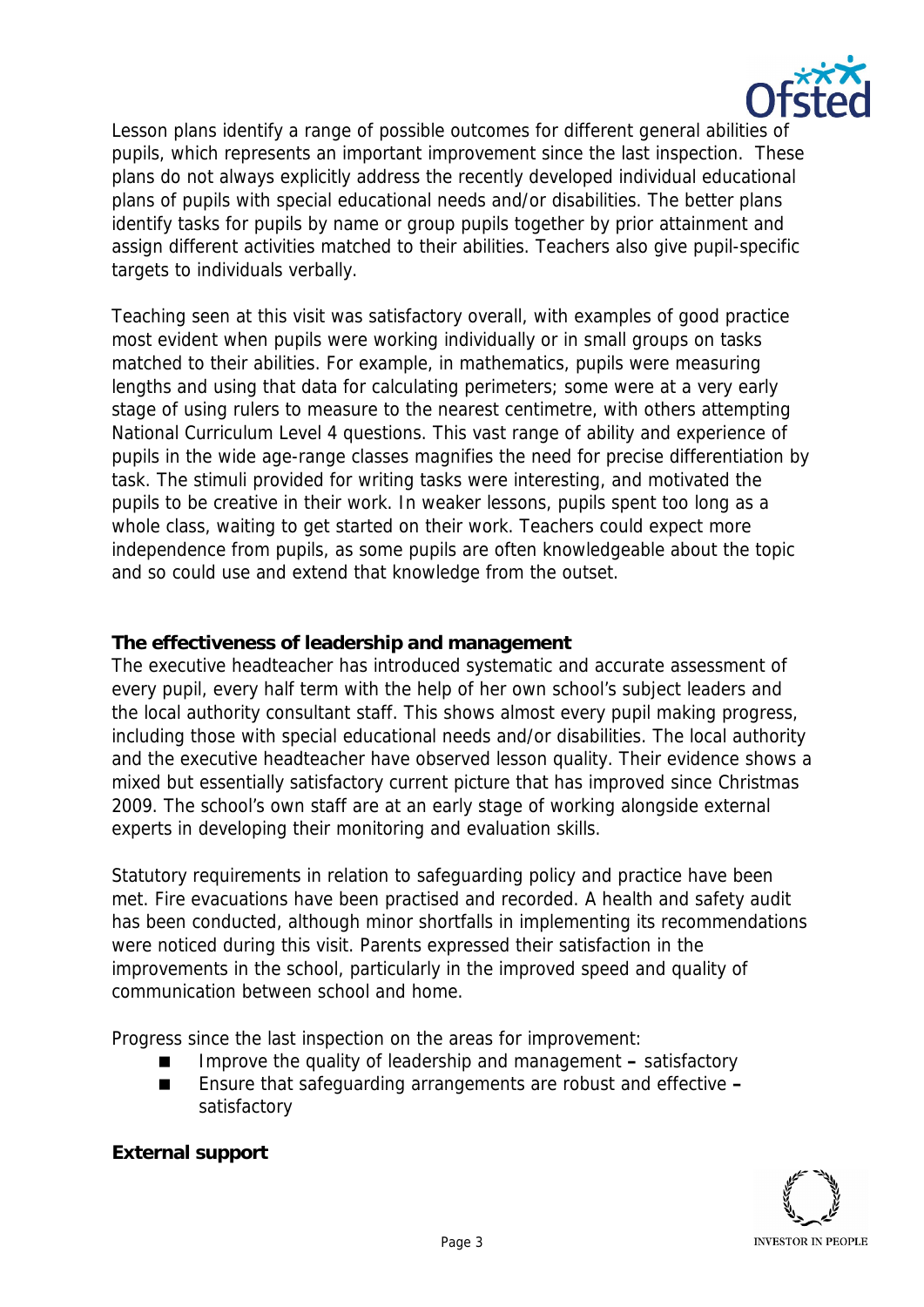Lesson plans identify a range of possible outcomes for different general abilities of pupils, which represents an important improvement since the last inspection. These plans do not always explicitly address the recently developed individual educational plans of pupils with special educational needs and/or disabilities. The better plans identify tasks for pupils by name or group pupils together by prior attainment and assign different activities matched to their abilities. Teachers also give pupil-specific targets to individuals verbally.

Teaching seen at this visit was satisfactory overall, with examples of good practice most evident when pupils were working individually or in small groups on tasks matched to their abilities. For example, in mathematics, pupils were measuring lengths and using that data for calculating perimeters; some were at a very early stage of using rulers to measure to the nearest centimetre, with others attempting National Curriculum Level 4 questions. This vast range of ability and experience of pupils in the wide age-range classes magnifies the need for precise differentiation by task. The stimuli provided for writing tasks were interesting, and motivated the pupils to be creative in their work. In weaker lessons, pupils spent too long as a whole class, waiting to get started on their work. Teachers could expect more independence from pupils, as some pupils are often knowledgeable about the topic and so could use and extend that knowledge from the outset.

### The effectiveness of leadership and management

The executive headteacher has introduced systematic and accurate assessment of every pupil, every half term with the help of her own school's subject leaders and the local authority consultant staff. This shows almost every pupil making progress, including those with special educational needs and/or disabilities. The local authority and the executive headteacher have observed lesson quality. Their evidence shows a mixed but essentially satisfactory current picture that has improved since Christmas 2009. The school's own staff are at an early stage of working alongside external experts in developing their monitoring and evaluation skills.

Statutory requirements in relation to safeguarding policy and practice have been met. Fire evacuations have been practised and recorded. A health and safety audit has been conducted, although minor shortfalls in implementing its recommendations were noticed during this visit. Parents expressed their satisfaction in the improvements in the school, particularly in the improved speed and quality of communication between school and home.

Progress since the last inspection on the areas for improvement:

- Improve the quality of leadership and management – satisfactory
- Ensure that safeguarding arrangements are robust and effective – satisfactory

### External support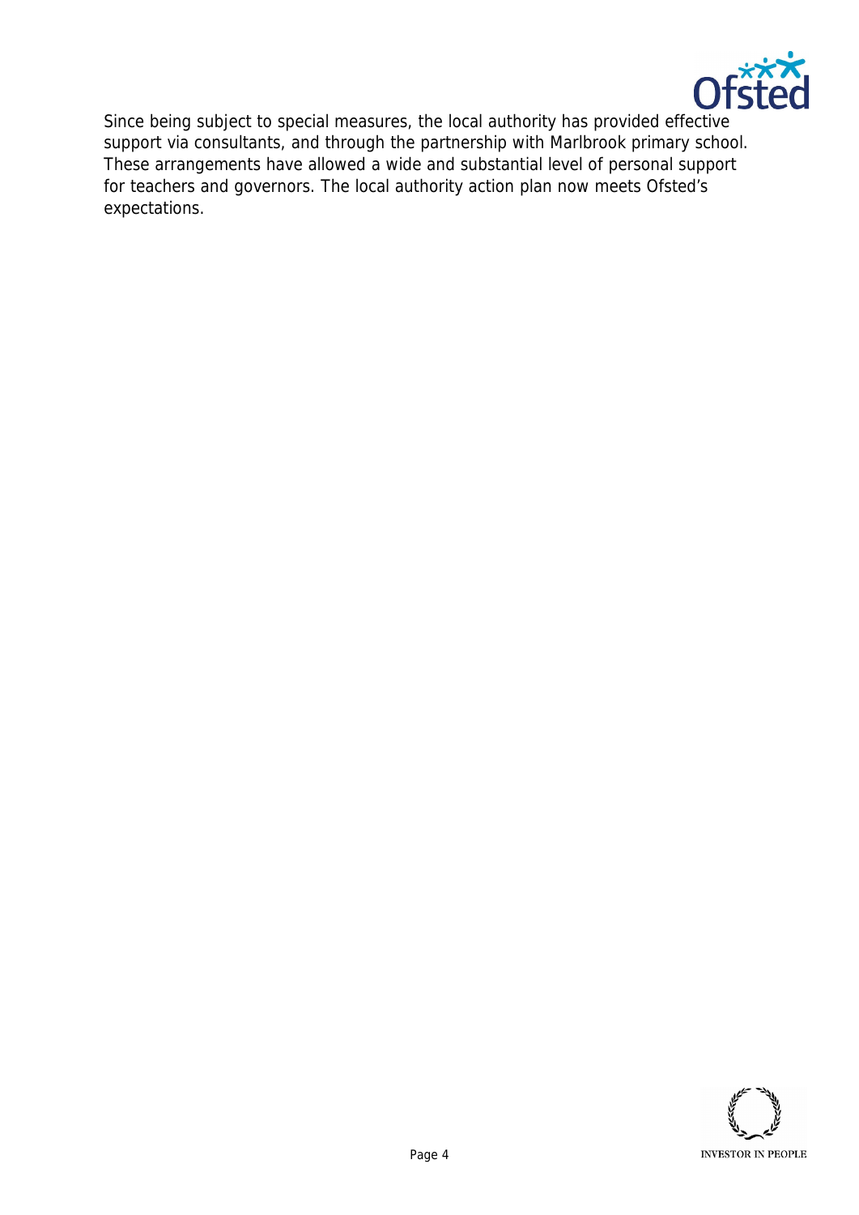Since being subject to special measures, the local authority has provided effective support via consultants, and through the partnership with Marlbrook primary school. These arrangements have allowed a wide and substantial level of personal support for teachers and governors. The local authority action plan now meets Ofsted's expectations.